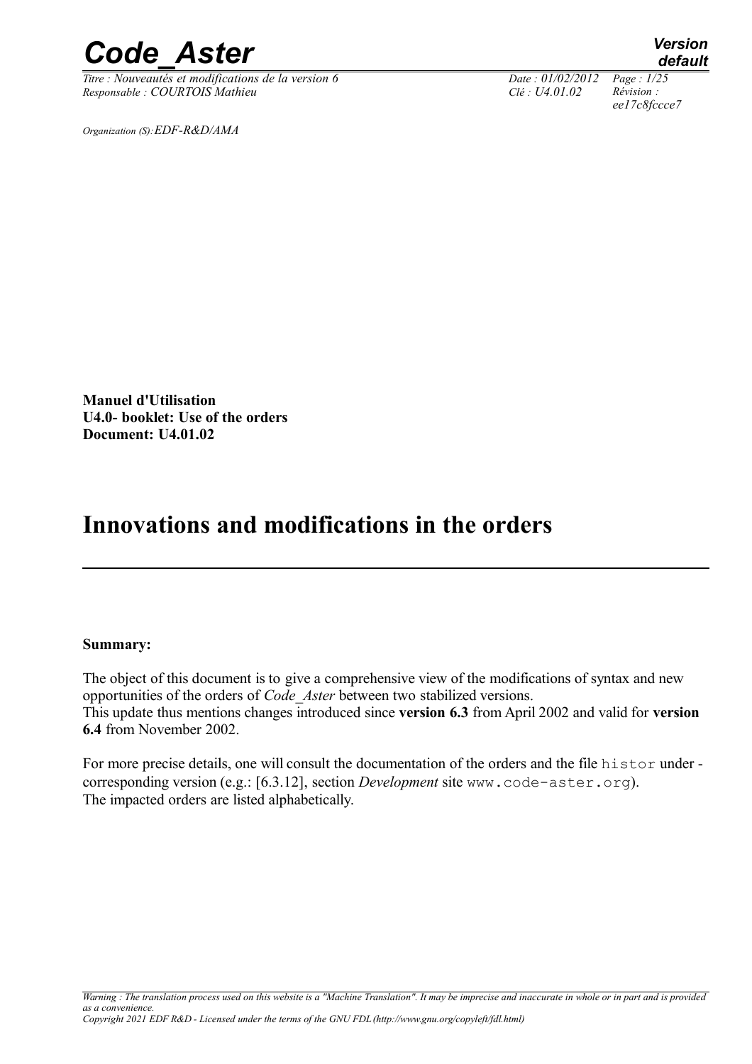Organization (S): *EDF-R&D/AMA*

**Manuel d'Utilisation**
**U4.0- booklet: Use of the orders**
**Document: U4.01.02**

# Innovations and modifications in the orders

**Summary:**

The object of this document is to give a comprehensive view of the modifications of syntax and new opportunities of the orders of *Code_Aster* between two stabilized versions.
This update thus mentions changes introduced since **version 6.3** from April 2002 and valid for **version 6.4** from November 2002.

For more precise details, one will consult the documentation of the orders and the file `histor` under - corresponding version (e.g.: [6.3.12], section *Development* site `www.code-aster.org`).
The impacted orders are listed alphabetically.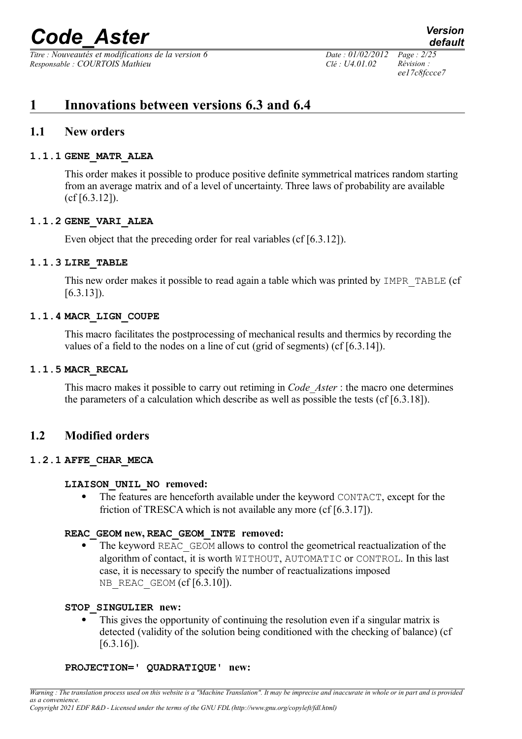# 1 Innovations between versions 6.3 and 6.4

## 1.1 New orders

### 1.1.1 GENE_MATR_ALEA

This order makes it possible to produce positive definite symmetrical matrices random starting from an average matrix and of a level of uncertainty. Three laws of probability are available (cf [6.3.12]).

### 1.1.2 GENE_VARI_ALEA

Even object that the preceding order for real variables (cf [6.3.12]).

### 1.1.3 LIRE_TABLE

This new order makes it possible to read again a table which was printed by IMPR_TABLE (cf [6.3.13]).

### 1.1.4 MACR_LIGN_COUPE

This macro facilitates the postprocessing of mechanical results and thermics by recording the values of a field to the nodes on a line of cut (grid of segments) (cf [6.3.14]).

### 1.1.5 MACR_RECAL

This macro makes it possible to carry out retiming in *Code_Aster* : the macro one determines the parameters of a calculation which describe as well as possible the tests (cf [6.3.18]).

## 1.2 Modified orders

### 1.2.1 AFFE_CHAR_MECA

**LIAISON_UNIL_NO removed:**

- The features are henceforth available under the keyword CONTACT, except for the friction of TRESCA which is not available any more (cf [6.3.17]).

**REAC_GEOM new, REAC_GEOM_INTE removed:**

- The keyword REAC_GEOM allows to control the geometrical reactualization of the algorithm of contact, it is worth WITHOUT, AUTOMATIC or CONTROL. In this last case, it is necessary to specify the number of reactualizations imposed NB_REAC_GEOM (cf [6.3.10]).

**STOP_SINGULIER new:**

- This gives the opportunity of continuing the resolution even if a singular matrix is detected (validity of the solution being conditioned with the checking of balance) (cf [6.3.16]).

**PROJECTION=' QUADRATIQUE' new:**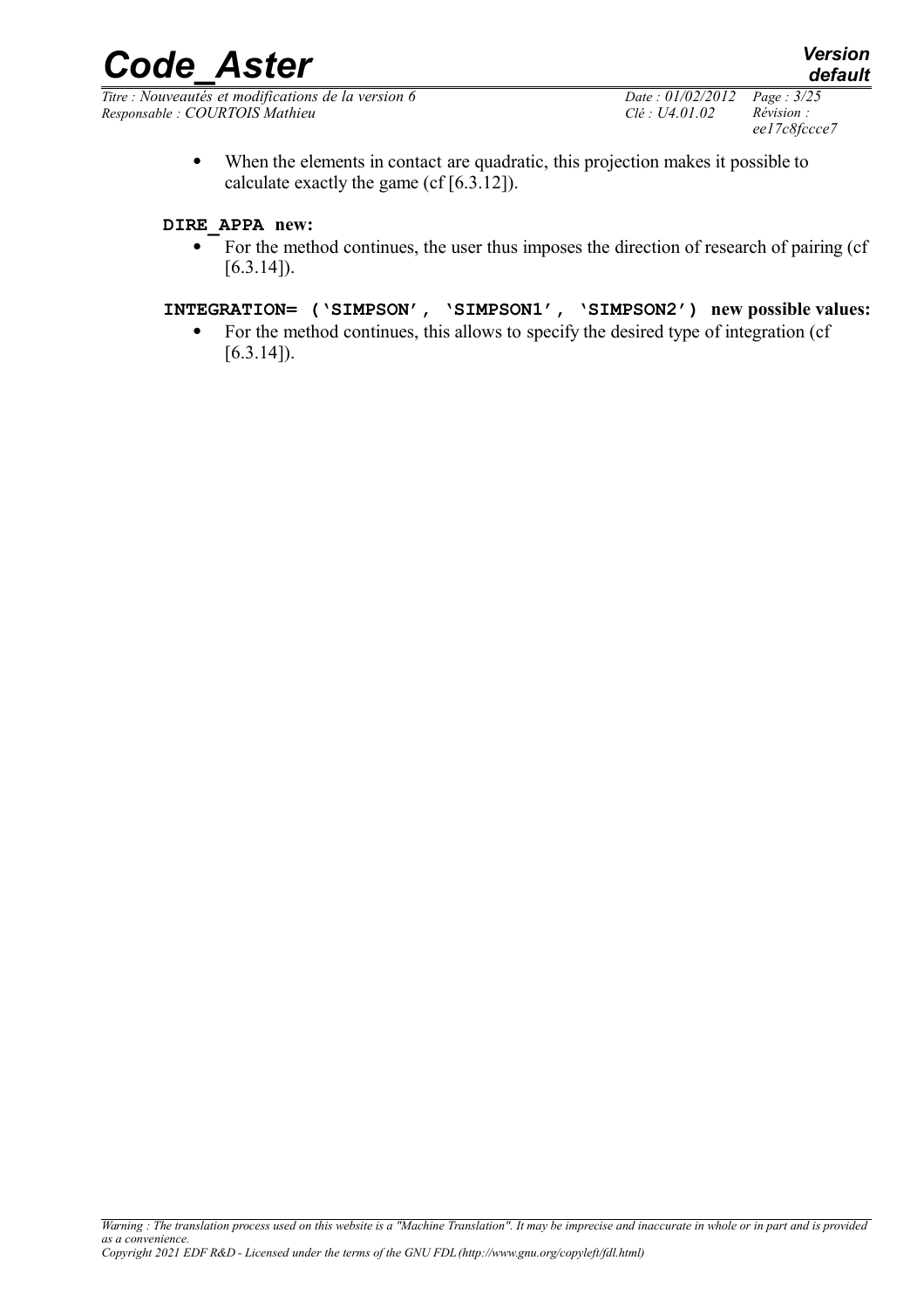- When the elements in contact are quadratic, this projection makes it possible to calculate exactly the game (cf [6.3.12]).

**DIRE_APPA new:**

- For the method continues, the user thus imposes the direction of research of pairing (cf [6.3.14]).

**INTEGRATION= ('SIMPSON', 'SIMPSON1', 'SIMPSON2') new possible values:**

- For the method continues, this allows to specify the desired type of integration (cf [6.3.14]).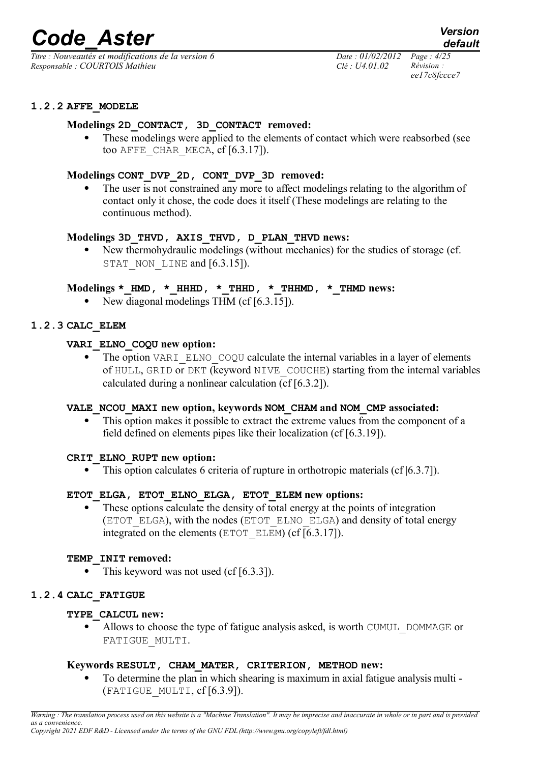### 1.2.2 AFFE_MODELE

**Modelings 2D_CONTACT, 3D_CONTACT removed:**

- These modelings were applied to the elements of contact which were reabsorbed (see too AFFE_CHAR_MECA, cf [6.3.17]).

**Modelings CONT_DVP_2D, CONT_DVP_3D removed:**

- The user is not constrained any more to affect modelings relating to the algorithm of contact only it chose, the code does it itself (These modelings are relating to the continuous method).

**Modelings 3D_THVD, AXIS_THVD, D_PLAN_THVD news:**

- New thermohydraulic modelings (without mechanics) for the studies of storage (cf. STAT_NON_LINE and [6.3.15]).

**Modelings *_HMD, *_HHHD, *_THHD, *_THHMD, *_THMD news:**

- New diagonal modelings THM (cf [6.3.15]).

### 1.2.3 CALC_ELEM

**VARI_ELNO_COQU new option:**

- The option VARI_ELNO_COQU calculate the internal variables in a layer of elements of HULL, GRID or DKT (keyword NIVE_COUCHE) starting from the internal variables calculated during a nonlinear calculation (cf [6.3.2]).

**VALE_NCOU_MAXI new option, keywords NOM_CHAM and NOM_CMP associated:**

- This option makes it possible to extract the extreme values from the component of a field defined on elements pipes like their localization (cf [6.3.19]).

**CRIT_ELNO_RUPT new option:**

- This option calculates 6 criteria of rupture in orthotropic materials (cf |6.3.7]).

**ETOT_ELGA, ETOT_ELNO_ELGA, ETOT_ELEM new options:**

- These options calculate the density of total energy at the points of integration (ETOT_ELGA), with the nodes (ETOT_ELNO_ELGA) and density of total energy integrated on the elements (ETOT_ELEM) (cf [6.3.17]).

**TEMP_INIT removed:**

- This keyword was not used (cf [6.3.3]).

### 1.2.4 CALC_FATIGUE

**TYPE_CALCUL new:**

- Allows to choose the type of fatigue analysis asked, is worth CUMUL_DOMMAGE or FATIGUE_MULTI.

**Keywords RESULT, CHAM_MATER, CRITERION, METHOD new:**

- To determine the plan in which shearing is maximum in axial fatigue analysis multi - (FATIGUE_MULTI, cf [6.3.9]).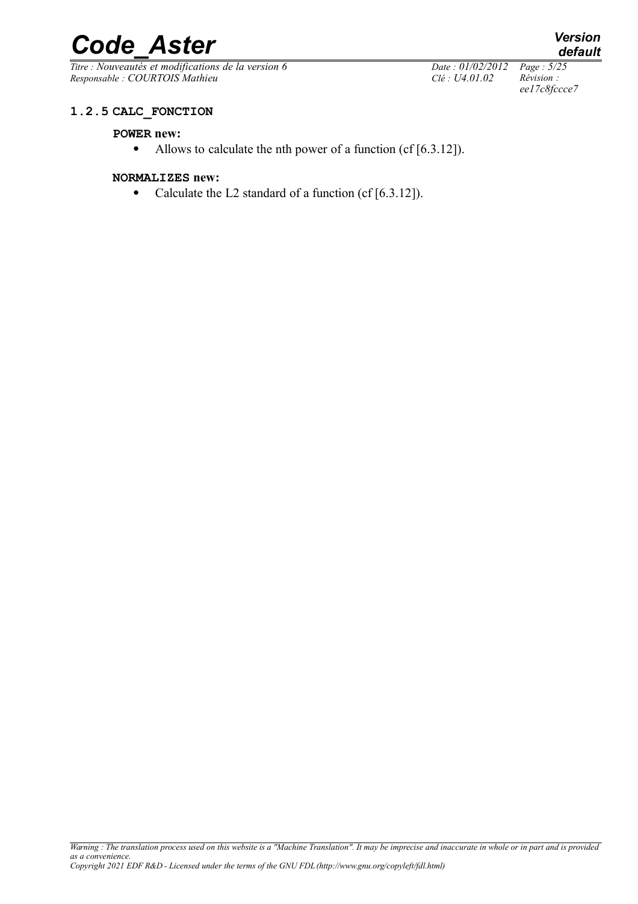### 1.2.5 CALC_FONCTION

**POWER new:**

- Allows to calculate the nth power of a function (cf [6.3.12]).

**NORMALIZES new:**

- Calculate the L2 standard of a function (cf [6.3.12]).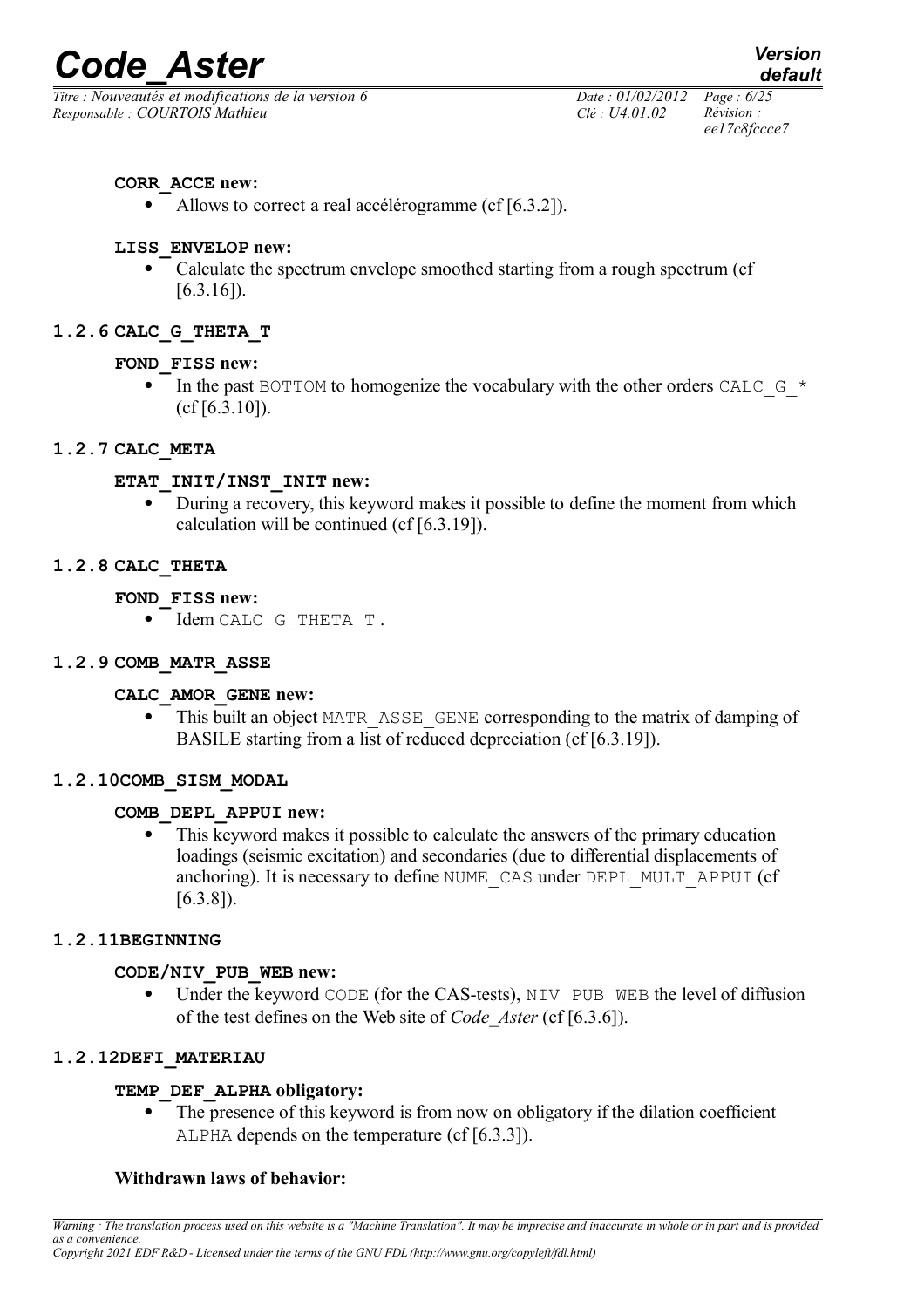**CORR_ACCE new:**

- Allows to correct a real accélérogramme (cf [6.3.2]).

**LISS_ENVELOP new:**

- Calculate the spectrum envelope smoothed starting from a rough spectrum (cf [6.3.16]).

### 1.2.6 CALC_G_THETA_T

**FOND_FISS new:**

- In the past BOTTOM to homogenize the vocabulary with the other orders CALC_G_* (cf [6.3.10]).

### 1.2.7 CALC_META

**ETAT_INIT/INST_INIT new:**

- During a recovery, this keyword makes it possible to define the moment from which calculation will be continued (cf [6.3.19]).

### 1.2.8 CALC_THETA

**FOND_FISS new:**

- Idem CALC_G_THETA_T .

### 1.2.9 COMB_MATR_ASSE

**CALC_AMOR_GENE new:**

- This built an object MATR_ASSE_GENE corresponding to the matrix of damping of BASILE starting from a list of reduced depreciation (cf [6.3.19]).

### 1.2.10COMB_SISM_MODAL

**COMB_DEPL_APPUI new:**

- This keyword makes it possible to calculate the answers of the primary education loadings (seismic excitation) and secondaries (due to differential displacements of anchoring). It is necessary to define NUME_CAS under DEPL_MULT_APPUI (cf [6.3.8]).

### 1.2.11BEGINNING

**CODE/NIV_PUB_WEB new:**

- Under the keyword CODE (for the CAS-tests), NIV_PUB_WEB the level of diffusion of the test defines on the Web site of *Code_Aster* (cf [6.3.6]).

### 1.2.12DEFI_MATERIAU

**TEMP_DEF_ALPHA obligatory:**

- The presence of this keyword is from now on obligatory if the dilation coefficient ALPHA depends on the temperature (cf [6.3.3]).

**Withdrawn laws of behavior:**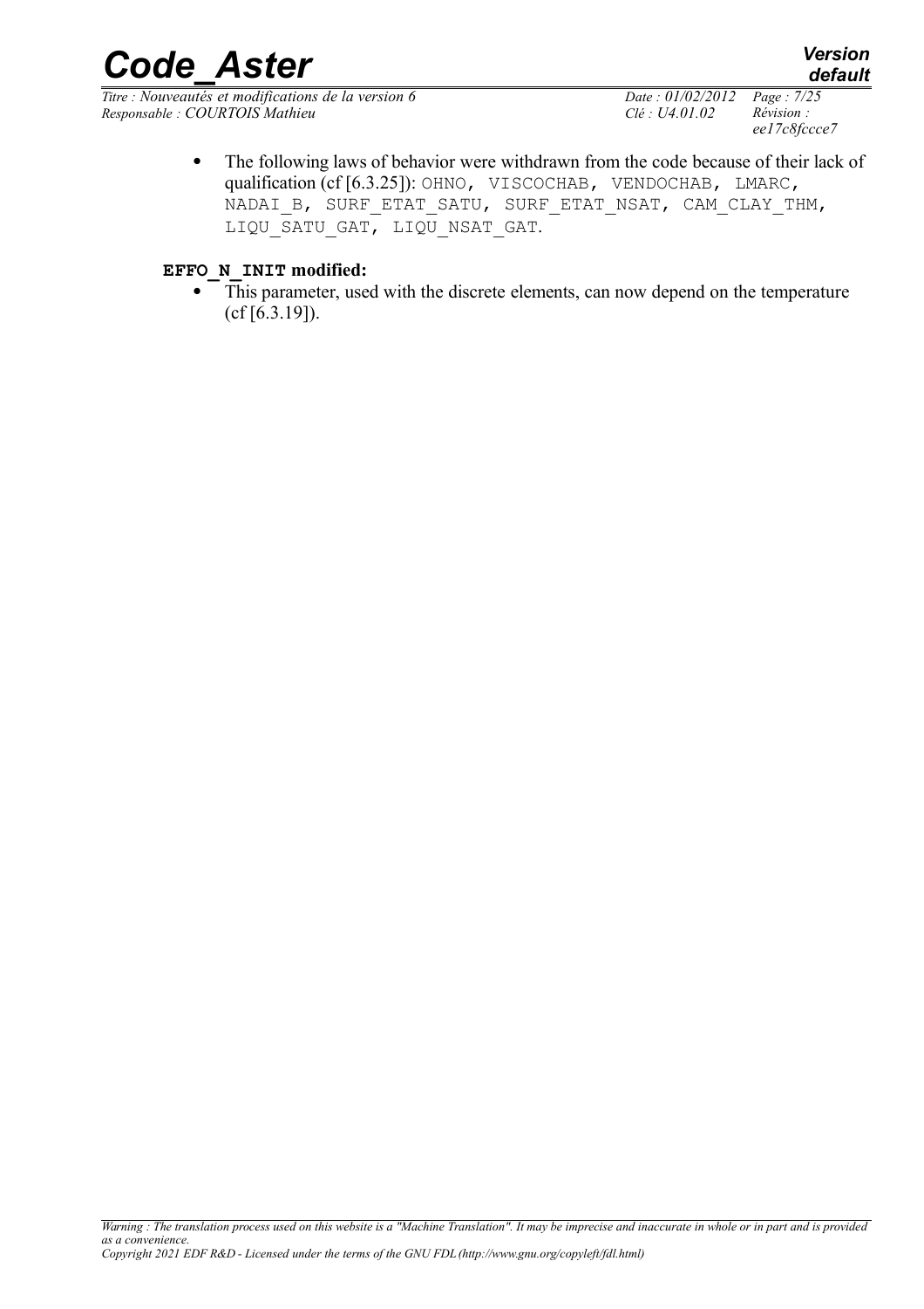- The following laws of behavior were withdrawn from the code because of their lack of qualification (cf [6.3.25]): OHNO, VISCOCHAB, VENDOCHAB, LMARC, NADAI_B, SURF_ETAT_SATU, SURF_ETAT_NSAT, CAM_CLAY_THM, LIQU_SATU_GAT, LIQU_NSAT_GAT.

**EFFO_N_INIT modified:**

- This parameter, used with the discrete elements, can now depend on the temperature (cf [6.3.19]).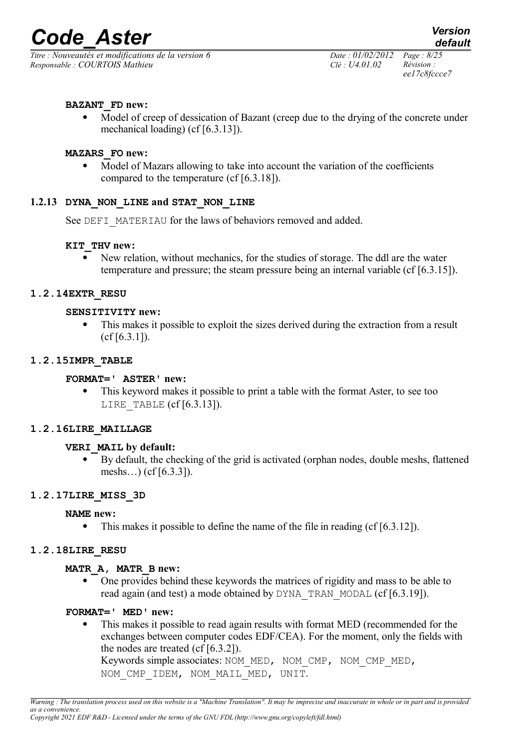**BAZANT_FD new:**

- Model of creep of dessication of Bazant (creep due to the drying of the concrete under mechanical loading) (cf [6.3.13]).

**MAZARS_FO new:**

- Model of Mazars allowing to take into account the variation of the coefficients compared to the temperature (cf [6.3.18]).

### 1.2.13 DYNA_NON_LINE and STAT_NON_LINE

See DEFI_MATERIAU for the laws of behaviors removed and added.

**KIT_THV new:**

- New relation, without mechanics, for the studies of storage. The ddl are the water temperature and pressure; the steam pressure being an internal variable (cf [6.3.15]).

### 1.2.14 EXTR_RESU

**SENSITIVITY new:**

- This makes it possible to exploit the sizes derived during the extraction from a result (cf [6.3.1]).

### 1.2.15 IMPR_TABLE

**FORMAT=' ASTER' new:**

- This keyword makes it possible to print a table with the format Aster, to see too LIRE_TABLE (cf [6.3.13]).

### 1.2.16 LIRE_MAILLAGE

**VERI_MAIL by default:**

- By default, the checking of the grid is activated (orphan nodes, double meshs, flattened meshs…) (cf [6.3.3]).

### 1.2.17 LIRE_MISS_3D

**NAME new:**

- This makes it possible to define the name of the file in reading (cf [6.3.12]).

### 1.2.18 LIRE_RESU

**MATR_A, MATR_B new:**

- One provides behind these keywords the matrices of rigidity and mass to be able to read again (and test) a mode obtained by DYNA_TRAN_MODAL (cf [6.3.19]).

**FORMAT=' MED' new:**

- This makes it possible to read again results with format MED (recommended for the exchanges between computer codes EDF/CEA). For the moment, only the fields with the nodes are treated (cf [6.3.2]).
  Keywords simple associates: NOM_MED, NOM_CMP, NOM_CMP_MED, NOM_CMP_IDEM, NOM_MAIL_MED, UNIT.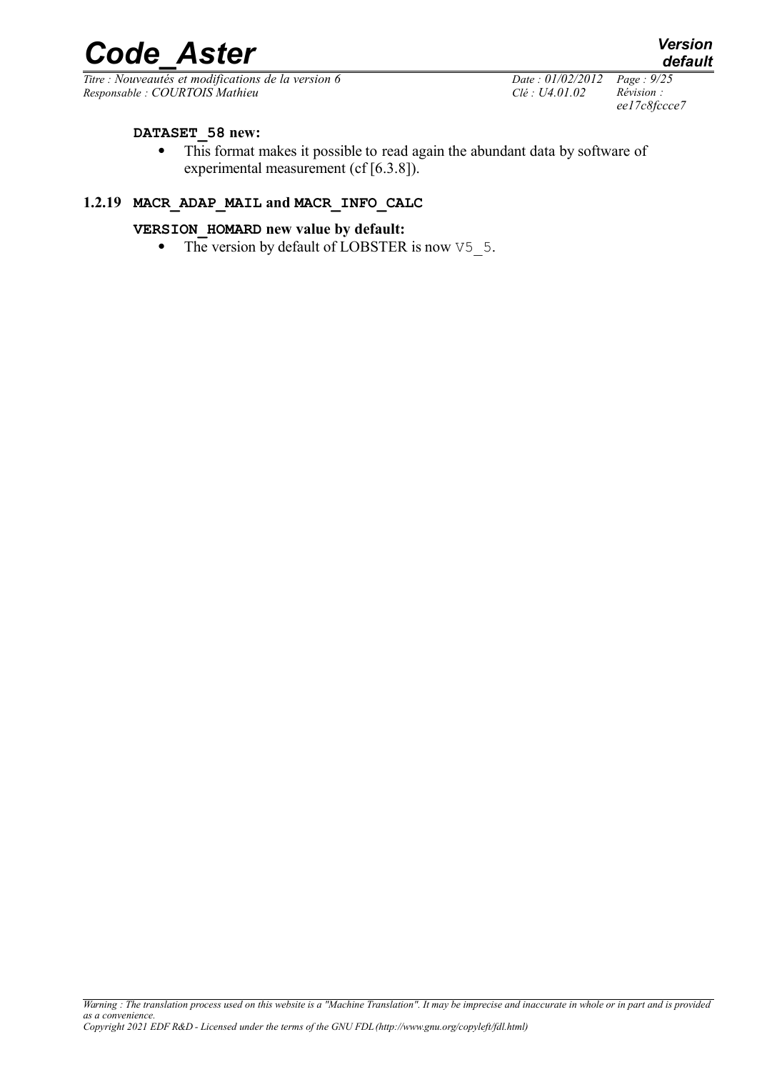**DATASET_58 new:**

- This format makes it possible to read again the abundant data by software of experimental measurement (cf [6.3.8]).

### 1.2.19 MACR_ADAP_MAIL and MACR_INFO_CALC

**VERSION_HOMARD new value by default:**

- The version by default of LOBSTER is now V5_5.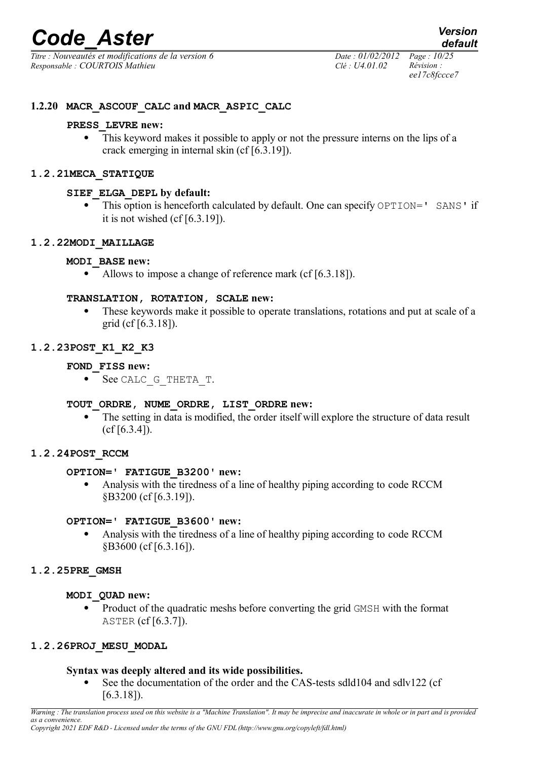#### 1.2.20 MACR_ASCOUF_CALC and MACR_ASPIC_CALC

**PRESS_LEVRE new:**

- This keyword makes it possible to apply or not the pressure interns on the lips of a crack emerging in internal skin (cf [6.3.19]).

#### 1.2.21 MECA_STATIQUE

**SIEF_ELGA_DEPL by default:**

- This option is henceforth calculated by default. One can specify OPTION=' SANS' if it is not wished (cf [6.3.19]).

#### 1.2.22 MODI_MAILLAGE

**MODI_BASE new:**

- Allows to impose a change of reference mark (cf [6.3.18]).

**TRANSLATION, ROTATION, SCALE new:**

- These keywords make it possible to operate translations, rotations and put at scale of a grid (cf [6.3.18]).

#### 1.2.23 POST_K1_K2_K3

**FOND_FISS new:**

- See CALC_G_THETA_T.

**TOUT_ORDRE, NUME_ORDRE, LIST_ORDRE new:**

- The setting in data is modified, the order itself will explore the structure of data result (cf [6.3.4]).

#### 1.2.24 POST_RCCM

**OPTION=' FATIGUE_B3200' new:**

- Analysis with the tiredness of a line of healthy piping according to code RCCM §B3200 (cf [6.3.19]).

**OPTION=' FATIGUE_B3600' new:**

- Analysis with the tiredness of a line of healthy piping according to code RCCM §B3600 (cf [6.3.16]).

#### 1.2.25 PRE_GMSH

**MODI_QUAD new:**

- Product of the quadratic meshs before converting the grid GMSH with the format ASTER (cf [6.3.7]).

#### 1.2.26 PROJ_MESU_MODAL

**Syntax was deeply altered and its wide possibilities.**

- See the documentation of the order and the CAS-tests sdld104 and sdlv122 (cf [6.3.18]).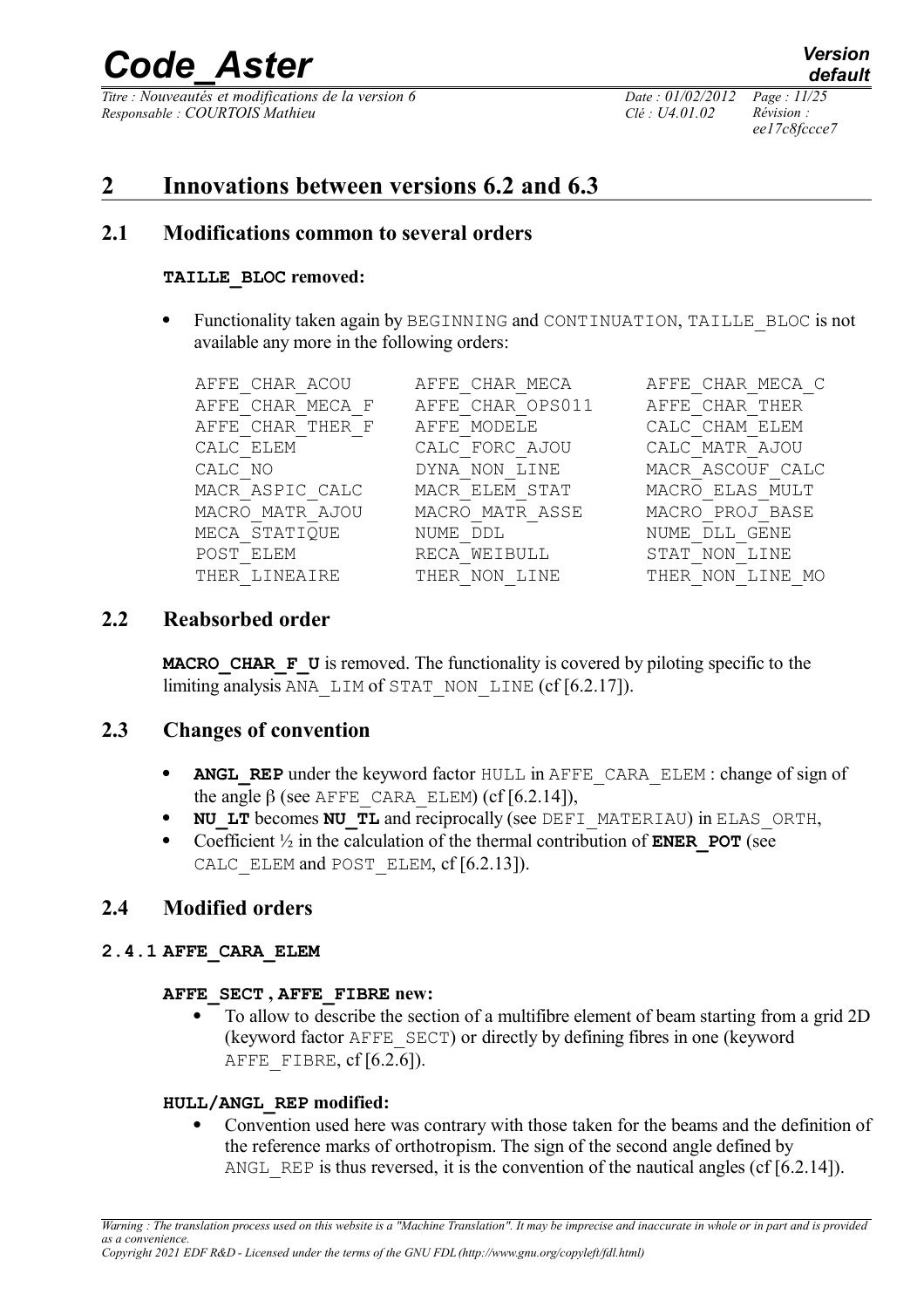# 2 Innovations between versions 6.2 and 6.3

## 2.1 Modifications common to several orders

**TAILLE_BLOC removed:**

- Functionality taken again by BEGINNING and CONTINUATION, TAILLE_BLOC is not available any more in the following orders:

| | | |
|---|---|---|
| AFFE_CHAR_ACOU | AFFE_CHAR_MECA | AFFE_CHAR_MECA_C |
| AFFE_CHAR_MECA_F | AFFE_CHAR_OPS011 | AFFE_CHAR_THER |
| AFFE_CHAR_THER_F | AFFE_MODELE | CALC_CHAM_ELEM |
| CALC_ELEM | CALC_FORC_AJOU | CALC_MATR_AJOU |
| CALC_NO | DYNA_NON_LINE | MACR_ASCOUF_CALC |
| MACR_ASPIC_CALC | MACR_ELEM_STAT | MACRO_ELAS_MULT |
| MACRO_MATR_AJOU | MACRO_MATR_ASSE | MACRO_PROJ_BASE |
| MECA_STATIQUE | NUME_DDL | NUME_DLL_GENE |
| POST_ELEM | RECA_WEIBULL | STAT_NON_LINE |
| THER_LINEAIRE | THER_NON_LINE | THER_NON_LINE_MO |

## 2.2 Reabsorbed order

**MACRO_CHAR_F_U** is removed. The functionality is covered by piloting specific to the limiting analysis ANA_LIM of STAT_NON_LINE (cf [6.2.17]).

## 2.3 Changes of convention

- **ANGL_REP** under the keyword factor HULL in AFFE_CARA_ELEM : change of sign of the angle $\beta$ (see AFFE_CARA_ELEM) (cf [6.2.14]),
- **NU_LT** becomes **NU_TL** and reciprocally (see DEFI_MATERIAU) in ELAS_ORTH,
- Coefficient ½ in the calculation of the thermal contribution of **ENER_POT** (see CALC_ELEM and POST_ELEM, cf [6.2.13]).

## 2.4 Modified orders

### 2.4.1 AFFE_CARA_ELEM

**AFFE_SECT , AFFE_FIBRE new:**

- To allow to describe the section of a multifibre element of beam starting from a grid 2D (keyword factor AFFE_SECT) or directly by defining fibres in one (keyword AFFE_FIBRE, cf [6.2.6]).

**HULL/ANGL_REP modified:**

- Convention used here was contrary with those taken for the beams and the definition of the reference marks of orthotropism. The sign of the second angle defined by ANGL_REP is thus reversed, it is the convention of the nautical angles (cf [6.2.14]).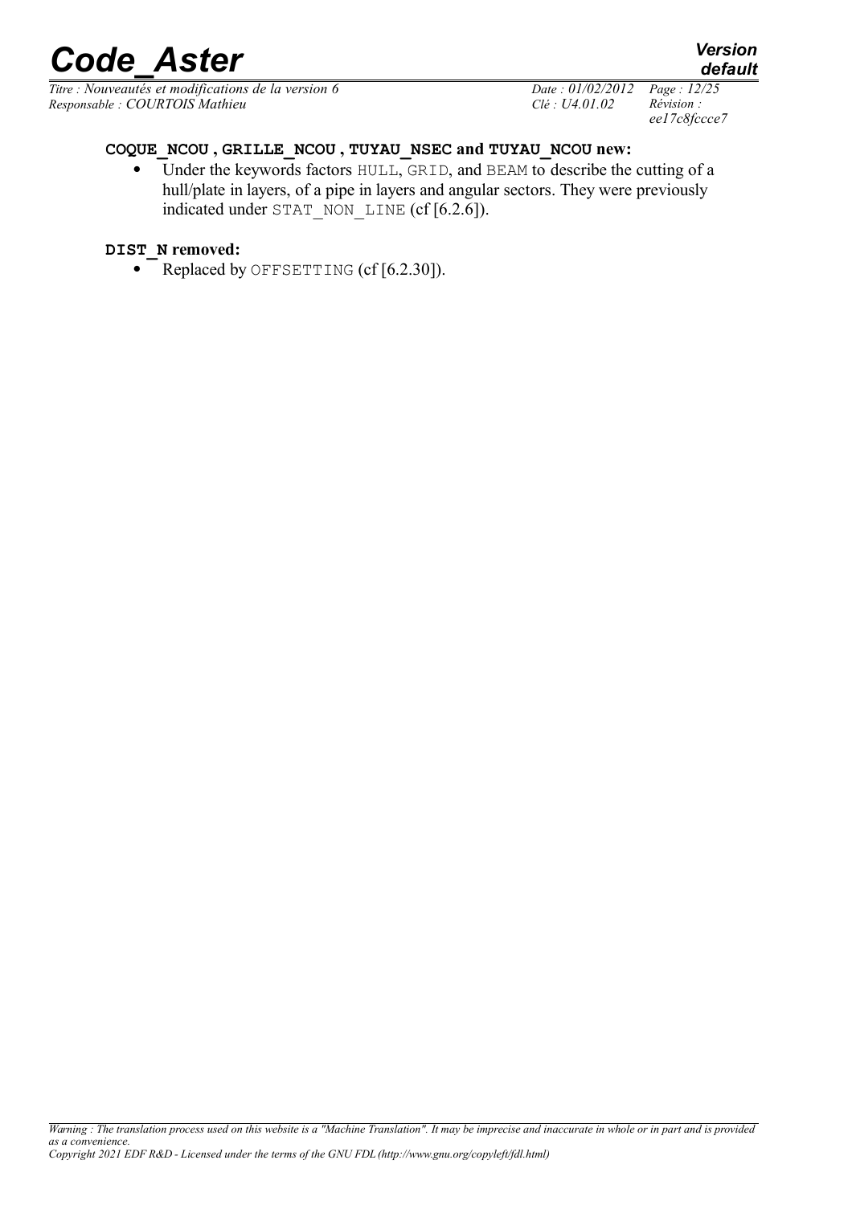**COQUE_NCOU , GRILLE_NCOU , TUYAU_NSEC and TUYAU_NCOU new:**

- Under the keywords factors HULL, GRID, and BEAM to describe the cutting of a hull/plate in layers, of a pipe in layers and angular sectors. They were previously indicated under STAT_NON_LINE (cf [6.2.6]).

**DIST_N removed:**

- Replaced by OFFSETTING (cf [6.2.30]).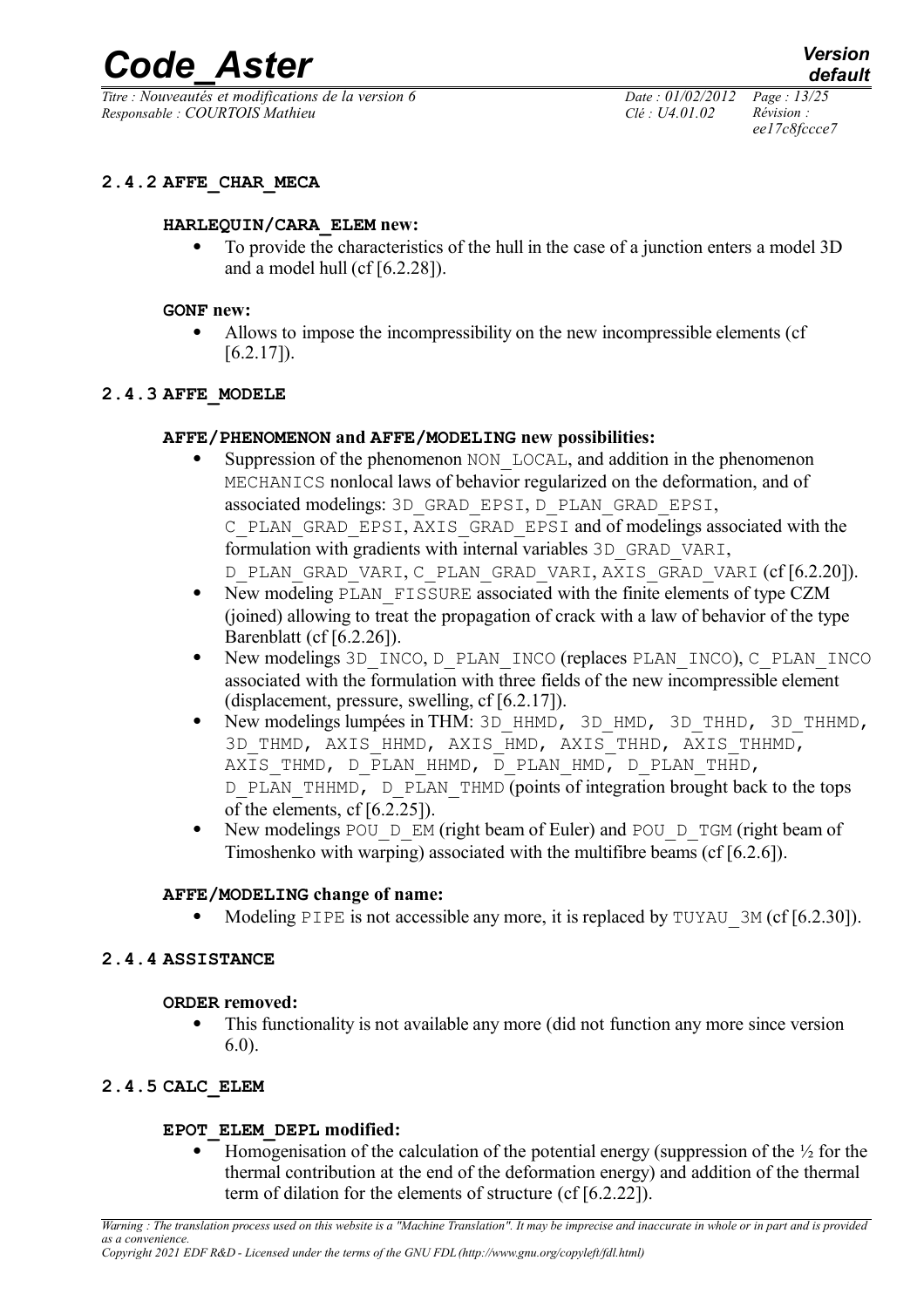### 2.4.2 AFFE_CHAR_MECA

**HARLEQUIN/CARA_ELEM new:**

- To provide the characteristics of the hull in the case of a junction enters a model 3D and a model hull (cf [6.2.28]).

**GONF new:**

- Allows to impose the incompressibility on the new incompressible elements (cf [6.2.17]).

### 2.4.3 AFFE_MODELE

**AFFE/PHENOMENON and AFFE/MODELING new possibilities:**

- Suppression of the phenomenon NON_LOCAL, and addition in the phenomenon MECHANICS nonlocal laws of behavior regularized on the deformation, and of associated modelings: 3D_GRAD_EPSI, D_PLAN_GRAD_EPSI, C_PLAN_GRAD_EPSI, AXIS_GRAD_EPSI and of modelings associated with the formulation with gradients with internal variables 3D_GRAD_VARI, D_PLAN_GRAD_VARI, C_PLAN_GRAD_VARI, AXIS_GRAD_VARI (cf [6.2.20]).
- New modeling PLAN_FISSURE associated with the finite elements of type CZM (joined) allowing to treat the propagation of crack with a law of behavior of the type Barenblatt (cf [6.2.26]).
- New modelings 3D_INCO, D_PLAN_INCO (replaces PLAN_INCO), C_PLAN_INCO associated with the formulation with three fields of the new incompressible element (displacement, pressure, swelling, cf [6.2.17]).
- New modelings lumpées in THM: 3D_HHMD, 3D_HMD, 3D_THHD, 3D_THHMD, 3D_THMD, AXIS_HHMD, AXIS_HMD, AXIS_THHD, AXIS_THHMD, AXIS_THMD, D_PLAN_HHMD, D_PLAN_HMD, D_PLAN_THHD, D_PLAN_THHMD, D_PLAN_THMD (points of integration brought back to the tops of the elements, cf [6.2.25]).
- New modelings POU_D_EM (right beam of Euler) and POU_D_TGM (right beam of Timoshenko with warping) associated with the multifibre beams (cf [6.2.6]).

**AFFE/MODELING change of name:**

- Modeling PIPE is not accessible any more, it is replaced by TUYAU_3M (cf [6.2.30]).

### 2.4.4 ASSISTANCE

**ORDER removed:**

- This functionality is not available any more (did not function any more since version 6.0).

### 2.4.5 CALC_ELEM

**EPOT_ELEM_DEPL modified:**

- Homogenisation of the calculation of the potential energy (suppression of the ½ for the thermal contribution at the end of the deformation energy) and addition of the thermal term of dilation for the elements of structure (cf [6.2.22]).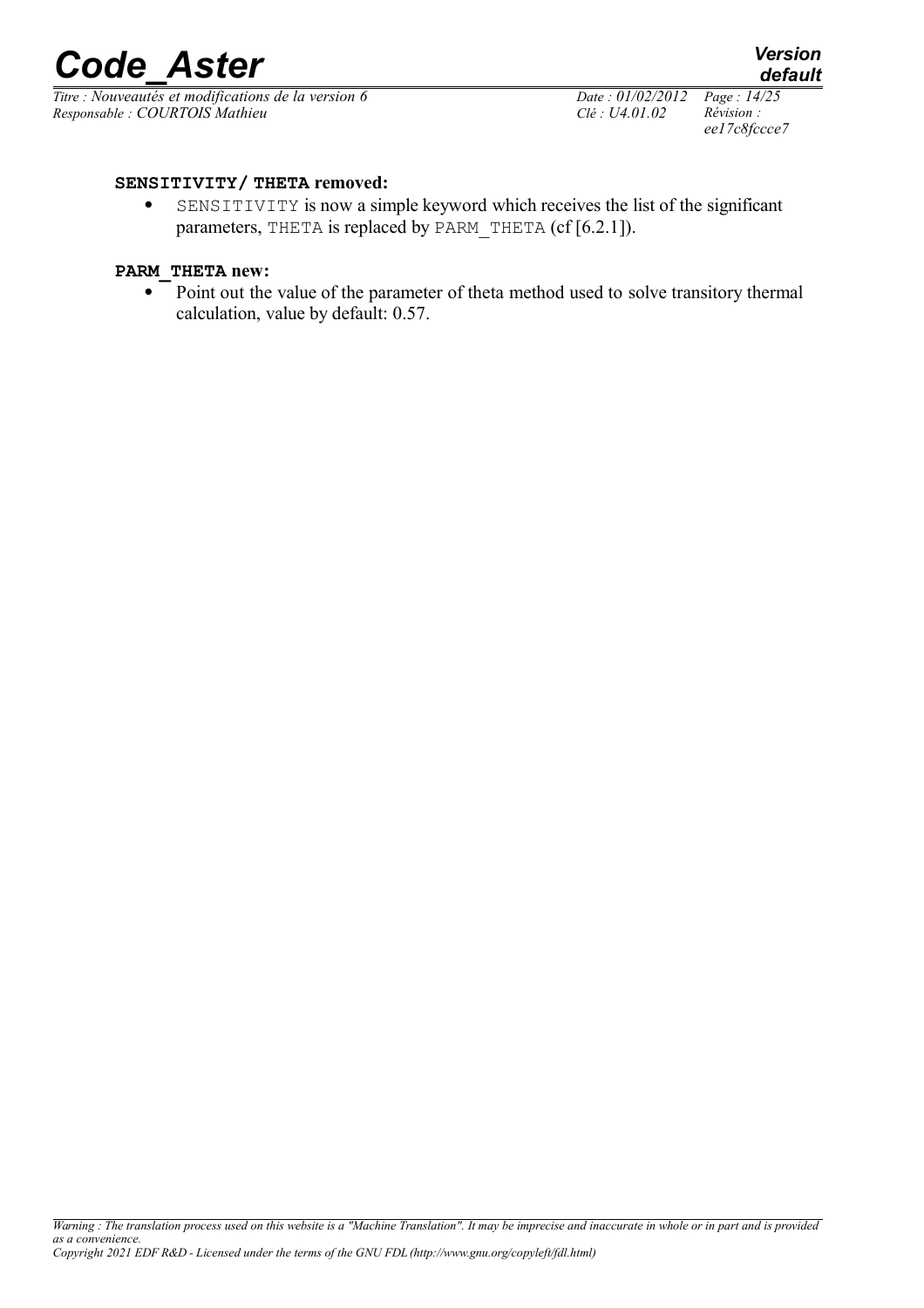**SENSITIVITY/ THETA removed:**

- SENSITIVITY is now a simple keyword which receives the list of the significant parameters, THETA is replaced by PARM_THETA (cf [6.2.1]).

**PARM_THETA new:**

- Point out the value of the parameter of theta method used to solve transitory thermal calculation, value by default: 0.57.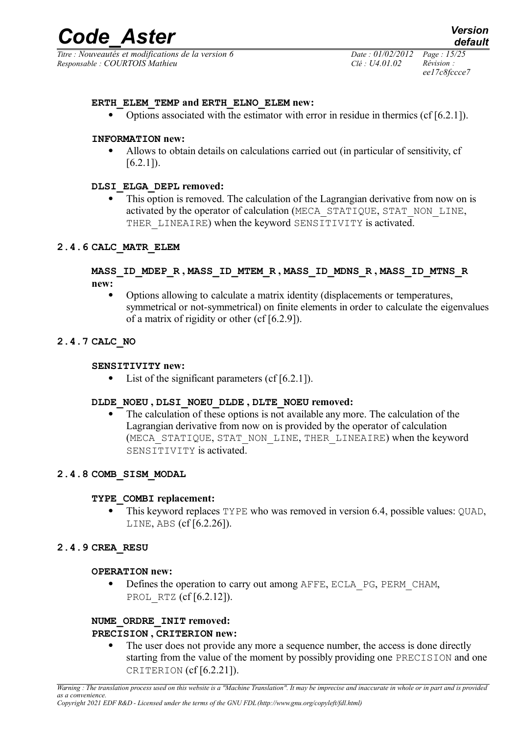**ERTH_ELEM_TEMP and ERTH_ELNO_ELEM new:**

- Options associated with the estimator with error in residue in thermics (cf [6.2.1]).

**INFORMATION new:**

- Allows to obtain details on calculations carried out (in particular of sensitivity, cf [6.2.1]).

**DLSI_ELGA_DEPL removed:**

- This option is removed. The calculation of the Lagrangian derivative from now on is activated by the operator of calculation (MECA_STATIQUE, STAT_NON_LINE, THER_LINEAIRE) when the keyword SENSITIVITY is activated.

### 2.4.6 CALC_MATR_ELEM

**MASS_ID_MDEP_R , MASS_ID_MTEM_R , MASS_ID_MDNS_R , MASS_ID_MTNS_R new:**

- Options allowing to calculate a matrix identity (displacements or temperatures, symmetrical or not-symmetrical) on finite elements in order to calculate the eigenvalues of a matrix of rigidity or other (cf [6.2.9]).

### 2.4.7 CALC_NO

**SENSITIVITY new:**

- List of the significant parameters (cf [6.2.1]).

**DLDE_NOEU , DLSI_NOEU_DLDE , DLTE_NOEU removed:**

- The calculation of these options is not available any more. The calculation of the Lagrangian derivative from now on is provided by the operator of calculation (MECA_STATIQUE, STAT_NON_LINE, THER_LINEAIRE) when the keyword SENSITIVITY is activated.

### 2.4.8 COMB_SISM_MODAL

**TYPE_COMBI replacement:**

- This keyword replaces TYPE who was removed in version 6.4, possible values: QUAD, LINE, ABS (cf [6.2.26]).

### 2.4.9 CREA_RESU

**OPERATION new:**

- Defines the operation to carry out among AFFE, ECLA_PG, PERM_CHAM, PROL_RTZ (cf [6.2.12]).

**NUME_ORDRE_INIT removed:**
**PRECISION , CRITERION new:**

- The user does not provide any more a sequence number, the access is done directly starting from the value of the moment by possibly providing one PRECISION and one CRITERION (cf [6.2.21]).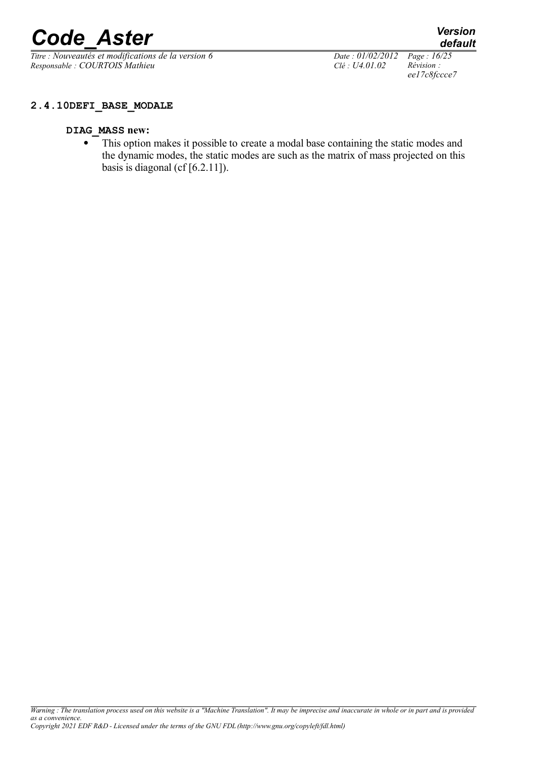### 2.4.10 DEFI_BASE_MODALE

**DIAG_MASS new:**

- This option makes it possible to create a modal base containing the static modes and the dynamic modes, the static modes are such as the matrix of mass projected on this basis is diagonal (cf [6.2.11]).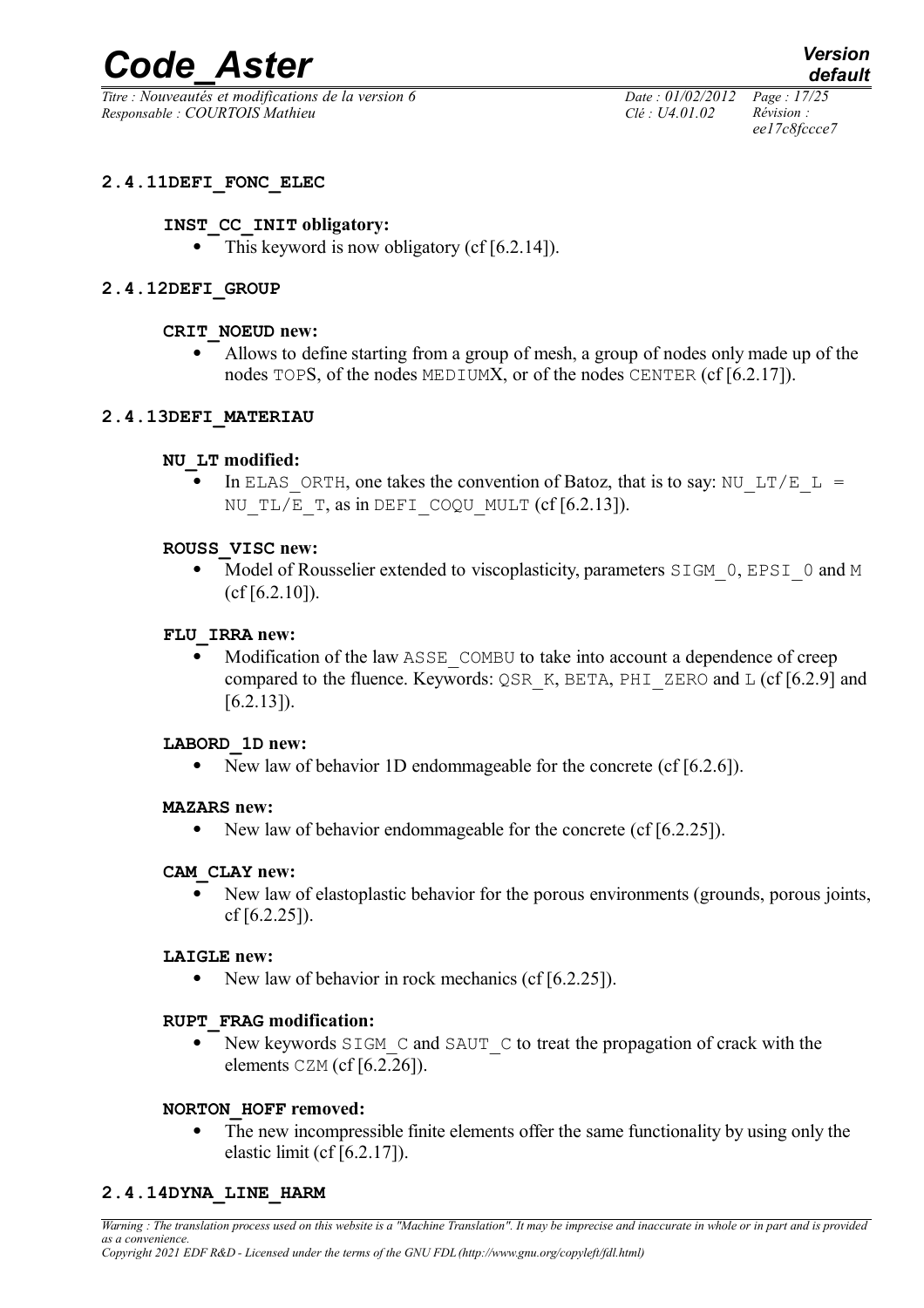#### 2.4.11 DEFI_FONC_ELEC

**INST_CC_INIT obligatory:**

- This keyword is now obligatory (cf [6.2.14]).

#### 2.4.12 DEFI_GROUP

**CRIT_NOEUD new:**

- Allows to define starting from a group of mesh, a group of nodes only made up of the nodes TOPS, of the nodes MEDIUMX, or of the nodes CENTER (cf [6.2.17]).

#### 2.4.13 DEFI_MATERIAU

**NU_LT modified:**

- In ELAS_ORTH, one takes the convention of Batoz, that is to say: NU_LT/E_L = NU_TL/E_T, as in DEFI_COQU_MULT (cf [6.2.13]).

**ROUSS_VISC new:**

- Model of Rousselier extended to viscoplasticity, parameters SIGM_0, EPSI_0 and M (cf [6.2.10]).

**FLU_IRRA new:**

- Modification of the law ASSE_COMBU to take into account a dependence of creep compared to the fluence. Keywords: QSR_K, BETA, PHI_ZERO and L (cf [6.2.9] and [6.2.13]).

**LABORD_1D new:**

- New law of behavior 1D endommageable for the concrete (cf [6.2.6]).

**MAZARS new:**

- New law of behavior endommageable for the concrete (cf [6.2.25]).

**CAM_CLAY new:**

- New law of elastoplastic behavior for the porous environments (grounds, porous joints, cf [6.2.25]).

**LAIGLE new:**

- New law of behavior in rock mechanics (cf [6.2.25]).

**RUPT_FRAG modification:**

- New keywords SIGM_C and SAUT_C to treat the propagation of crack with the elements CZM (cf [6.2.26]).

**NORTON_HOFF removed:**

- The new incompressible finite elements offer the same functionality by using only the elastic limit (cf [6.2.17]).

#### 2.4.14 DYNA_LINE_HARM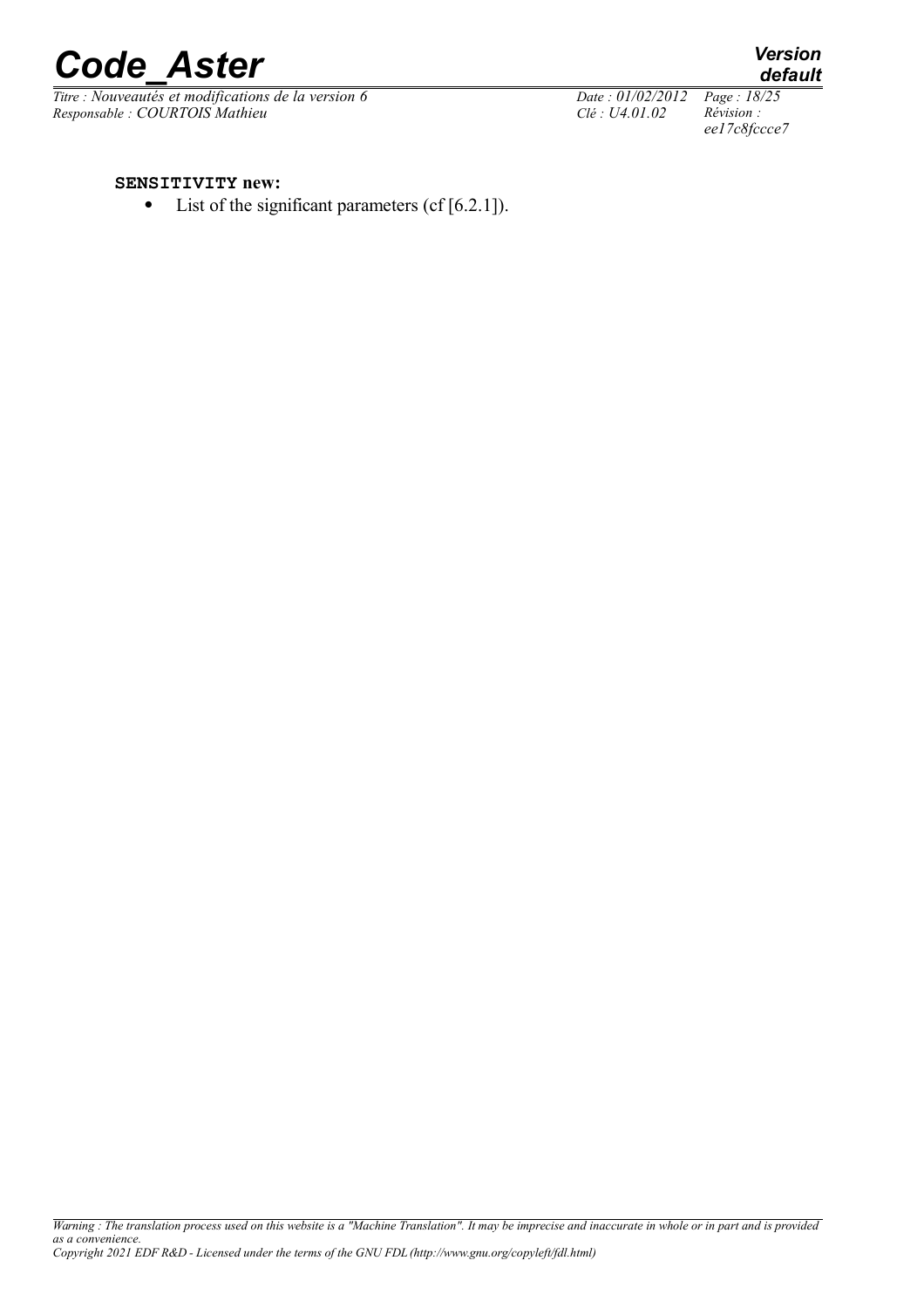**SENSITIVITY new:**

- List of the significant parameters (cf [6.2.1]).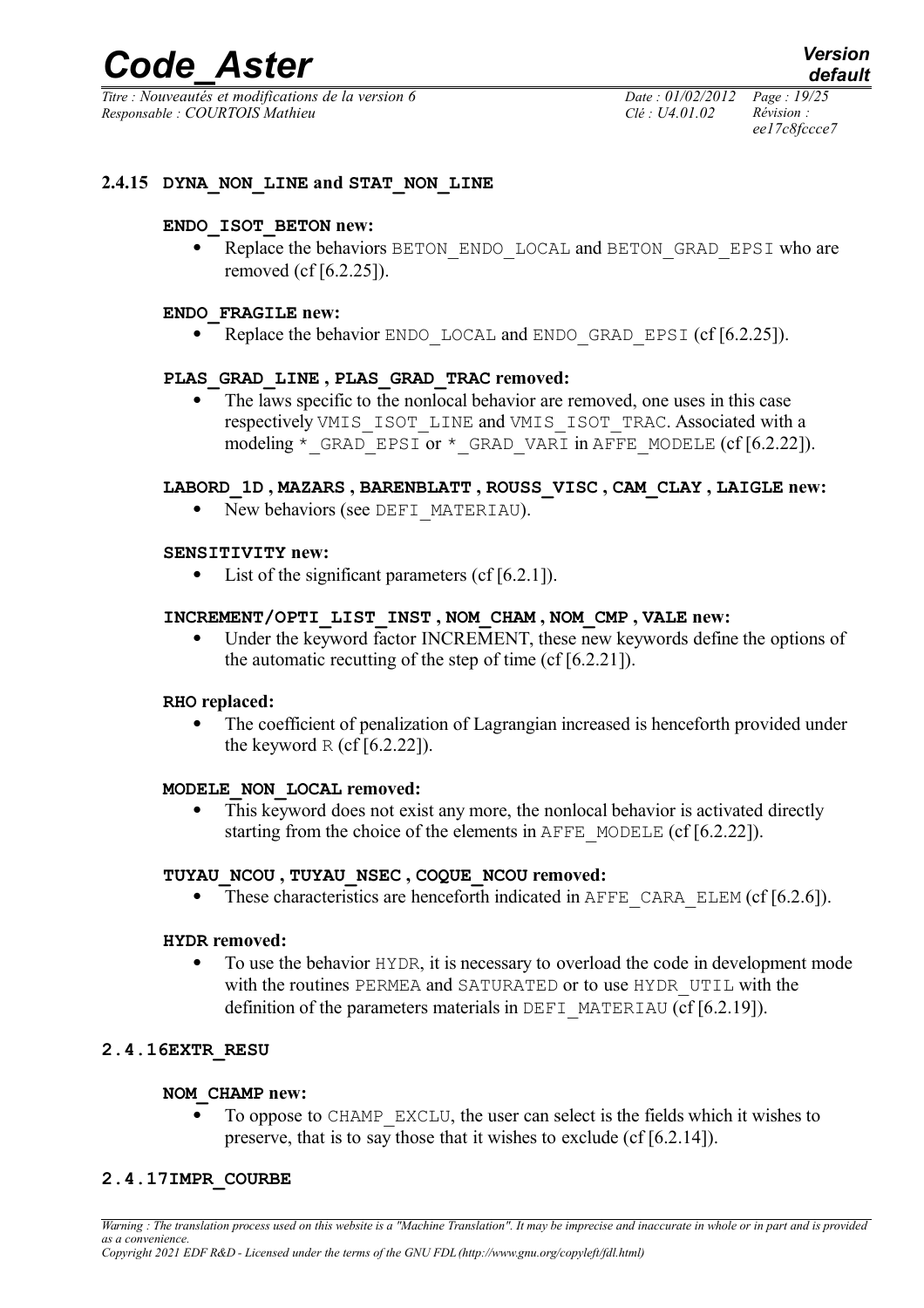### 2.4.15 DYNA_NON_LINE and STAT_NON_LINE

**ENDO_ISOT_BETON new:**

- Replace the behaviors BETON_ENDO_LOCAL and BETON_GRAD_EPSI who are removed (cf [6.2.25]).

**ENDO_FRAGILE new:**

- Replace the behavior ENDO_LOCAL and ENDO_GRAD_EPSI (cf [6.2.25]).

**PLAS_GRAD_LINE , PLAS_GRAD_TRAC removed:**

- The laws specific to the nonlocal behavior are removed, one uses in this case respectively VMIS_ISOT_LINE and VMIS_ISOT_TRAC. Associated with a modeling *_GRAD_EPSI or *_GRAD_VARI in AFFE_MODELE (cf [6.2.22]).

**LABORD_1D , MAZARS , BARENBLATT , ROUSS_VISC , CAM_CLAY , LAIGLE new:**

- New behaviors (see DEFI_MATERIAU).

**SENSITIVITY new:**

- List of the significant parameters (cf [6.2.1]).

**INCREMENT/OPTI_LIST_INST , NOM_CHAM , NOM_CMP , VALE new:**

- Under the keyword factor INCREMENT, these new keywords define the options of the automatic recutting of the step of time (cf [6.2.21]).

**RHO replaced:**

- The coefficient of penalization of Lagrangian increased is henceforth provided under the keyword R (cf [6.2.22]).

**MODELE_NON_LOCAL removed:**

- This keyword does not exist any more, the nonlocal behavior is activated directly starting from the choice of the elements in AFFE_MODELE (cf [6.2.22]).

**TUYAU_NCOU , TUYAU_NSEC , COQUE_NCOU removed:**

- These characteristics are henceforth indicated in AFFE_CARA_ELEM (cf [6.2.6]).

**HYDR removed:**

- To use the behavior HYDR, it is necessary to overload the code in development mode with the routines PERMEA and SATURATED or to use HYDR_UTIL with the definition of the parameters materials in DEFI_MATERIAU (cf [6.2.19]).

### 2.4.16 EXTR_RESU

**NOM_CHAMP new:**

- To oppose to CHAMP_EXCLU, the user can select is the fields which it wishes to preserve, that is to say those that it wishes to exclude (cf [6.2.14]).

### 2.4.17 IMPR_COURBE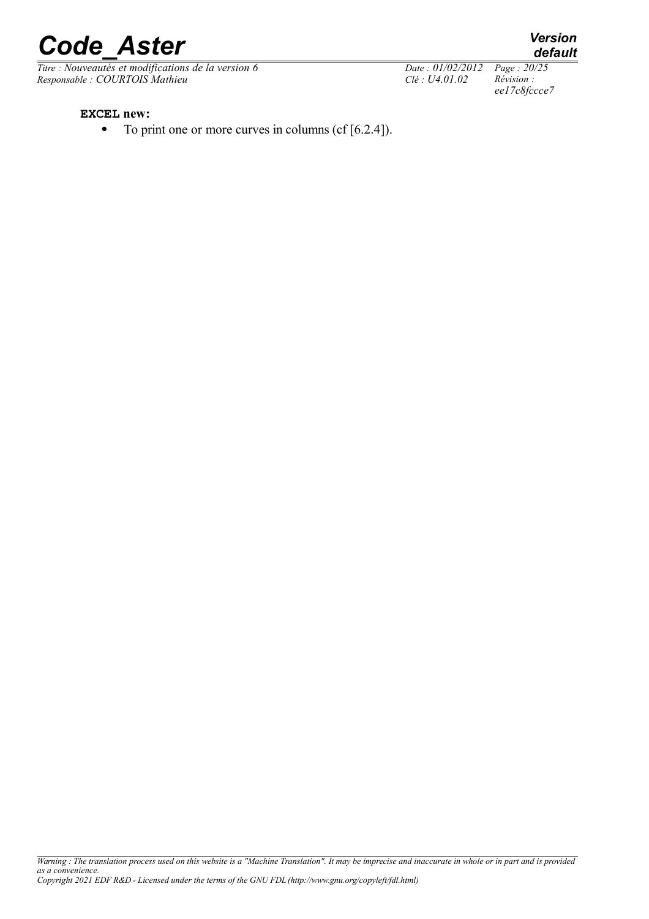**EXCEL new:**

- To print one or more curves in columns (cf [6.2.4]).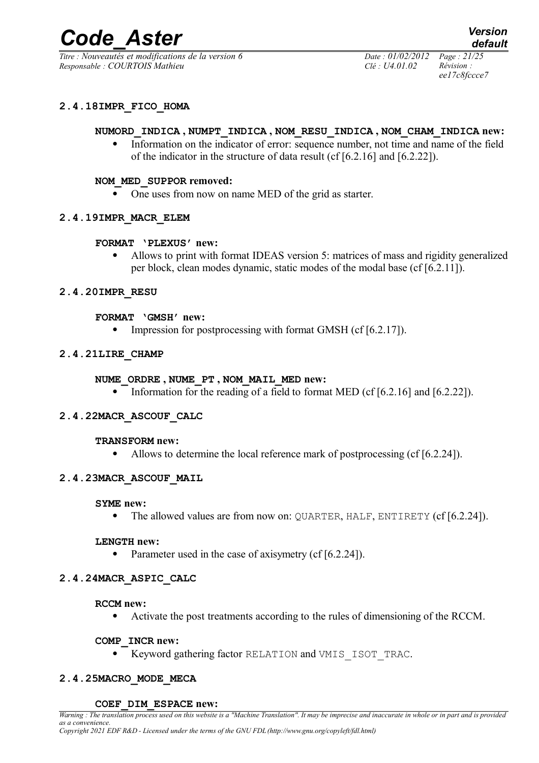#### 2.4.18 IMPR_FICO_HOMA

**NUMORD_INDICA , NUMPT_INDICA , NOM_RESU_INDICA , NOM_CHAM_INDICA new:**

- Information on the indicator of error: sequence number, not time and name of the field of the indicator in the structure of data result (cf [6.2.16] and [6.2.22]).

**NOM_MED_SUPPOR removed:**

- One uses from now on name MED of the grid as starter.

#### 2.4.19 IMPR_MACR_ELEM

**FORMAT 'PLEXUS' new:**

- Allows to print with format IDEAS version 5: matrices of mass and rigidity generalized per block, clean modes dynamic, static modes of the modal base (cf [6.2.11]).

#### 2.4.20 IMPR_RESU

**FORMAT 'GMSH' new:**

- Impression for postprocessing with format GMSH (cf [6.2.17]).

#### 2.4.21 LIRE_CHAMP

**NUME_ORDRE , NUME_PT , NOM_MAIL_MED new:**

- Information for the reading of a field to format MED (cf [6.2.16] and [6.2.22]).

#### 2.4.22 MACR_ASCOUF_CALC

**TRANSFORM new:**

- Allows to determine the local reference mark of postprocessing (cf [6.2.24]).

#### 2.4.23 MACR_ASCOUF_MAIL

**SYME new:**

- The allowed values are from now on: `QUARTER`, `HALF`, `ENTIRETY` (cf [6.2.24]).

**LENGTH new:**

- Parameter used in the case of axisymetry (cf [6.2.24]).

#### 2.4.24 MACR_ASPIC_CALC

**RCCM new:**

- Activate the post treatments according to the rules of dimensioning of the RCCM.

**COMP_INCR new:**

- Keyword gathering factor `RELATION` and `VMIS_ISOT_TRAC`.

#### 2.4.25 MACRO_MODE_MECA

**COEF_DIM_ESPACE new:**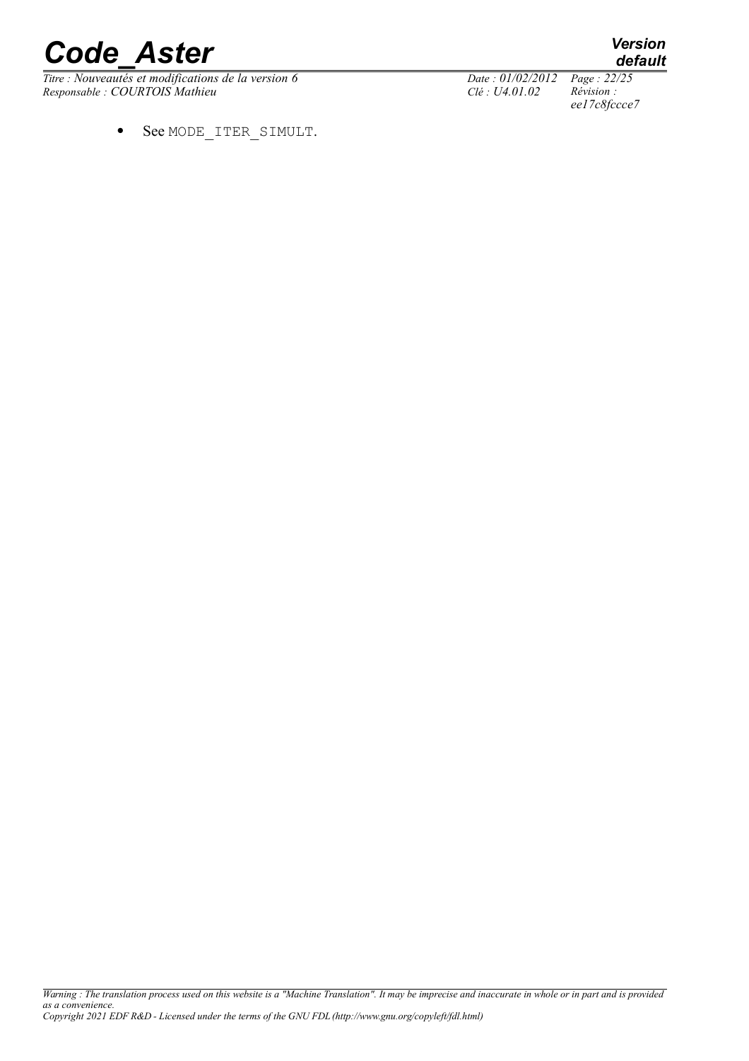- See MODE_ITER_SIMULT.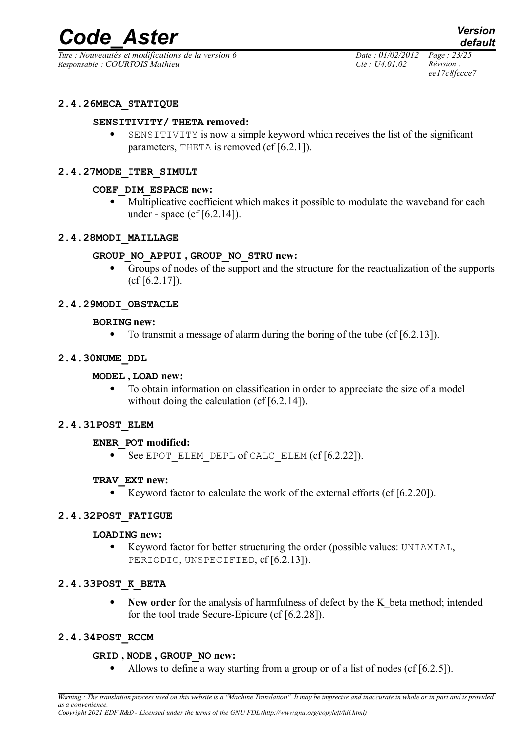#### 2.4.26 MECA_STATIQUE

**SENSITIVITY/ THETA removed:**

- SENSITIVITY is now a simple keyword which receives the list of the significant parameters, THETA is removed (cf [6.2.1]).

#### 2.4.27 MODE_ITER_SIMULT

**COEF_DIM_ESPACE new:**

- Multiplicative coefficient which makes it possible to modulate the waveband for each under - space (cf [6.2.14]).

#### 2.4.28 MODI_MAILLAGE

**GROUP_NO_APPUI , GROUP_NO_STRU new:**

- Groups of nodes of the support and the structure for the reactualization of the supports (cf [6.2.17]).

#### 2.4.29 MODI_OBSTACLE

**BORING new:**

- To transmit a message of alarm during the boring of the tube (cf [6.2.13]).

#### 2.4.30 NUME_DDL

**MODEL , LOAD new:**

- To obtain information on classification in order to appreciate the size of a model without doing the calculation (cf [6.2.14]).

#### 2.4.31 POST_ELEM

**ENER_POT modified:**

- See EPOT_ELEM_DEPL of CALC_ELEM (cf [6.2.22]).

**TRAV_EXT new:**

- Keyword factor to calculate the work of the external efforts (cf [6.2.20]).

#### 2.4.32 POST_FATIGUE

**LOADING new:**

- Keyword factor for better structuring the order (possible values: UNIAXIAL, PERIODIC, UNSPECIFIED, cf [6.2.13]).

#### 2.4.33 POST_K_BETA

- **New order** for the analysis of harmfulness of defect by the K_beta method; intended for the tool trade Secure-Epicure (cf [6.2.28]).

#### 2.4.34 POST_RCCM

**GRID , NODE , GROUP_NO new:**

- Allows to define a way starting from a group or of a list of nodes (cf [6.2.5]).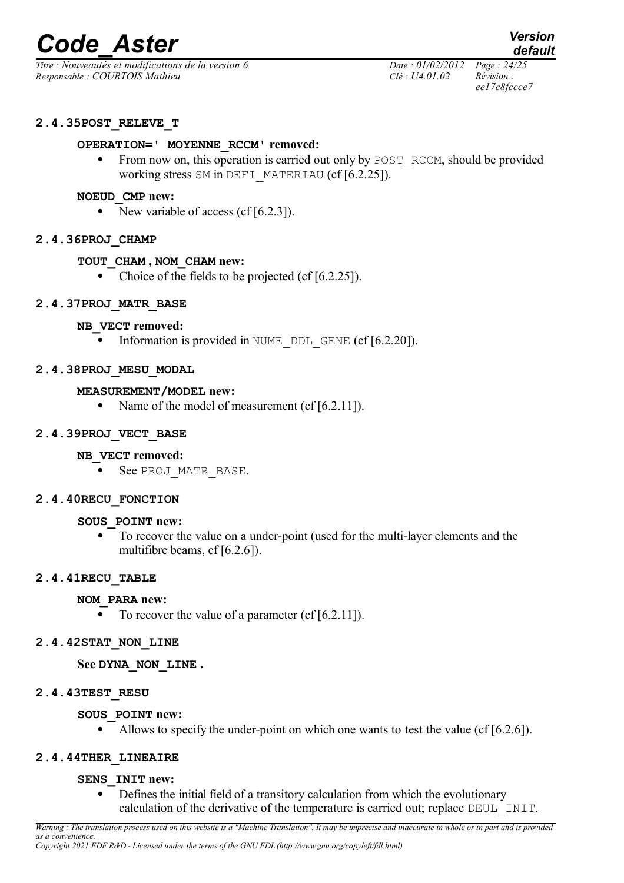### 2.4.35 POST_RELEVE_T

#### OPERATION=' MOYENNE_RCCM' removed:

- From now on, this operation is carried out only by POST_RCCM, should be provided working stress SM in DEFI_MATERIAU (cf [6.2.25]).

#### NOEUD_CMP new:

- New variable of access (cf [6.2.3]).

### 2.4.36 PROJ_CHAMP

#### TOUT_CHAM , NOM_CHAM new:

- Choice of the fields to be projected (cf [6.2.25]).

### 2.4.37 PROJ_MATR_BASE

#### NB_VECT removed:

- Information is provided in NUME_DDL_GENE (cf [6.2.20]).

### 2.4.38 PROJ_MESU_MODAL

#### MEASUREMENT/MODEL new:

- Name of the model of measurement (cf [6.2.11]).

### 2.4.39 PROJ_VECT_BASE

#### NB_VECT removed:

- See PROJ_MATR_BASE.

### 2.4.40 RECU_FONCTION

#### SOUS_POINT new:

- To recover the value on a under-point (used for the multi-layer elements and the multifibre beams, cf [6.2.6]).

### 2.4.41 RECU_TABLE

#### NOM_PARA new:

- To recover the value of a parameter (cf [6.2.11]).

### 2.4.42 STAT_NON_LINE

**See DYNA_NON_LINE .**

### 2.4.43 TEST_RESU

#### SOUS_POINT new:

- Allows to specify the under-point on which one wants to test the value (cf [6.2.6]).

### 2.4.44 THER_LINEAIRE

#### SENS_INIT new:

- Defines the initial field of a transitory calculation from which the evolutionary calculation of the derivative of the temperature is carried out; replace DEUL_INIT.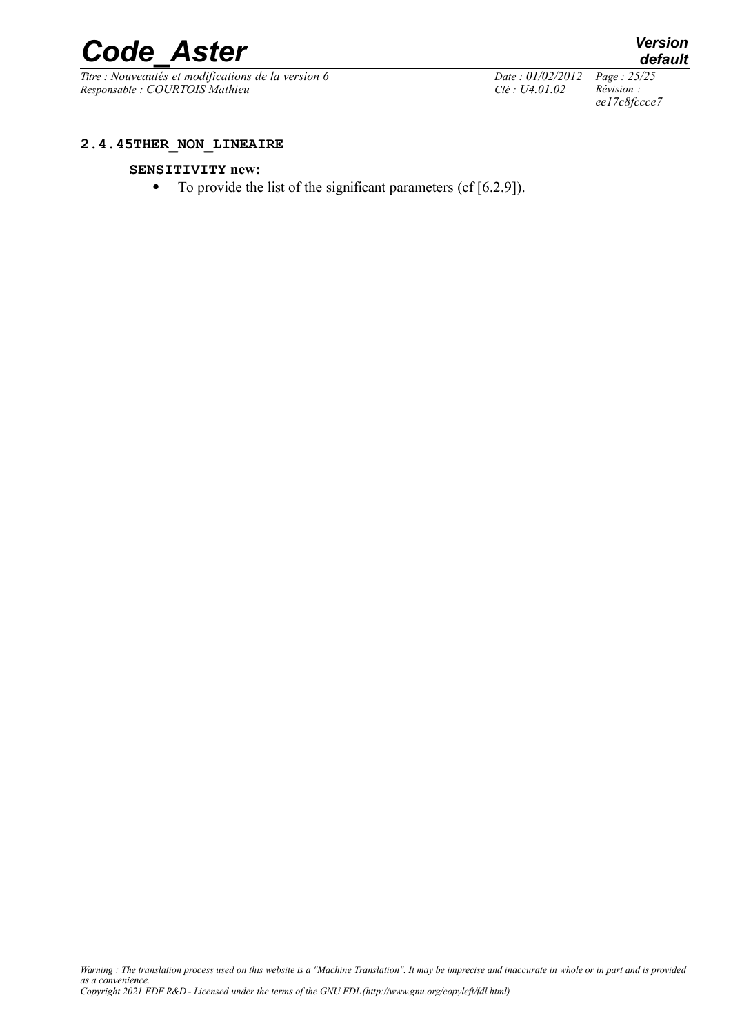### 2.4.45 THER_NON_LINEAIRE

**SENSITIVITY new:**

- To provide the list of the significant parameters (cf [6.2.9]).